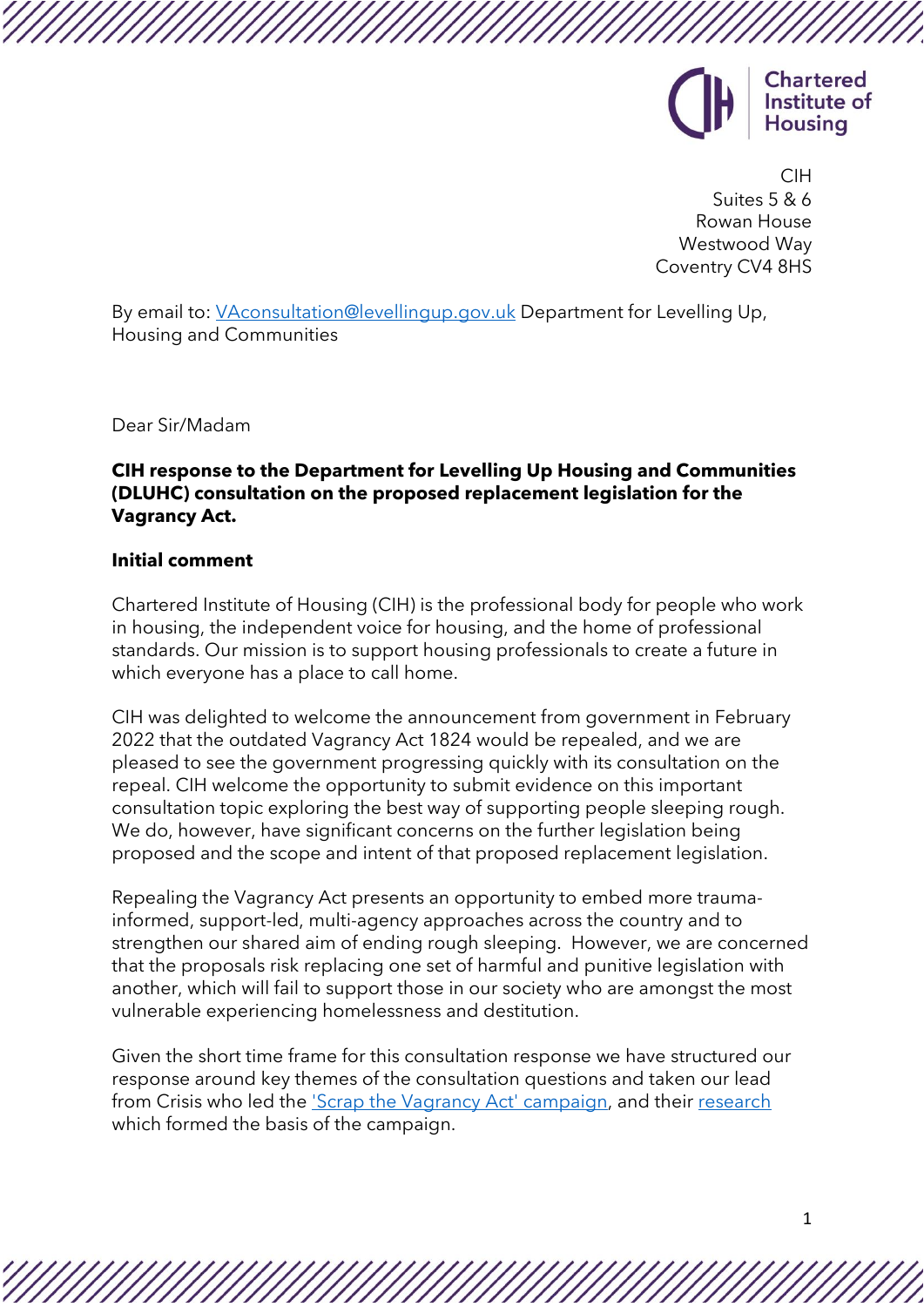Chartered Institute of Housing

CIH
Suites 5 & 6
Rowan House
Westwood Way
Coventry CV4 8HS

By email to: [VAconsultation@levellingup.gov.uk](mailto:VAconsultation@levellingup.gov.uk) Department for Levelling Up, Housing and Communities

Dear Sir/Madam

**CIH response to the Department for Levelling Up Housing and Communities (DLUHC) consultation on the proposed replacement legislation for the Vagrancy Act.**

**Initial comment**

Chartered Institute of Housing (CIH) is the professional body for people who work in housing, the independent voice for housing, and the home of professional standards. Our mission is to support housing professionals to create a future in which everyone has a place to call home.

CIH was delighted to welcome the announcement from government in February 2022 that the outdated Vagrancy Act 1824 would be repealed, and we are pleased to see the government progressing quickly with its consultation on the repeal. CIH welcome the opportunity to submit evidence on this important consultation topic exploring the best way of supporting people sleeping rough. We do, however, have significant concerns on the further legislation being proposed and the scope and intent of that proposed replacement legislation.

Repealing the Vagrancy Act presents an opportunity to embed more trauma-informed, support-led, multi-agency approaches across the country and to strengthen our shared aim of ending rough sleeping. However, we are concerned that the proposals risk replacing one set of harmful and punitive legislation with another, which will fail to support those in our society who are amongst the most vulnerable experiencing homelessness and destitution.

Given the short time frame for this consultation response we have structured our response around key themes of the consultation questions and taken our lead from Crisis who led the ['Scrap the Vagrancy Act' campaign](), and their [research]() which formed the basis of the campaign.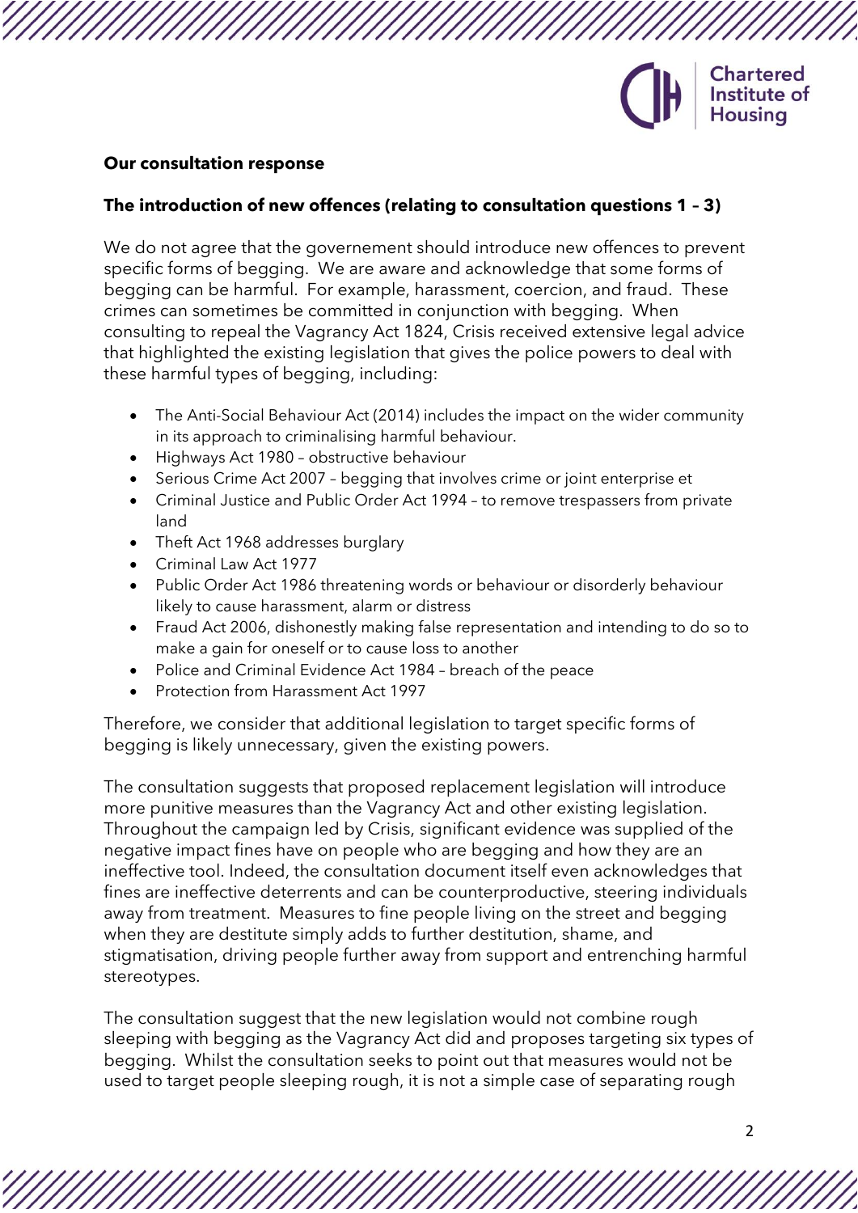**Our consultation response**

**The introduction of new offences (relating to consultation questions 1 – 3)**

We do not agree that the governement should introduce new offences to prevent specific forms of begging. We are aware and acknowledge that some forms of begging can be harmful. For example, harassment, coercion, and fraud. These crimes can sometimes be committed in conjunction with begging. When consulting to repeal the Vagrancy Act 1824, Crisis received extensive legal advice that highlighted the existing legislation that gives the police powers to deal with these harmful types of begging, including:

- The Anti-Social Behaviour Act (2014) includes the impact on the wider community in its approach to criminalising harmful behaviour.
- Highways Act 1980 – obstructive behaviour
- Serious Crime Act 2007 – begging that involves crime or joint enterprise et
- Criminal Justice and Public Order Act 1994 – to remove trespassers from private land
- Theft Act 1968 addresses burglary
- Criminal Law Act 1977
- Public Order Act 1986 threatening words or behaviour or disorderly behaviour likely to cause harassment, alarm or distress
- Fraud Act 2006, dishonestly making false representation and intending to do so to make a gain for oneself or to cause loss to another
- Police and Criminal Evidence Act 1984 – breach of the peace
- Protection from Harassment Act 1997

Therefore, we consider that additional legislation to target specific forms of begging is likely unnecessary, given the existing powers.

The consultation suggests that proposed replacement legislation will introduce more punitive measures than the Vagrancy Act and other existing legislation. Throughout the campaign led by Crisis, significant evidence was supplied of the negative impact fines have on people who are begging and how they are an ineffective tool. Indeed, the consultation document itself even acknowledges that fines are ineffective deterrents and can be counterproductive, steering individuals away from treatment. Measures to fine people living on the street and begging when they are destitute simply adds to further destitution, shame, and stigmatisation, driving people further away from support and entrenching harmful stereotypes.

The consultation suggest that the new legislation would not combine rough sleeping with begging as the Vagrancy Act did and proposes targeting six types of begging. Whilst the consultation seeks to point out that measures would not be used to target people sleeping rough, it is not a simple case of separating rough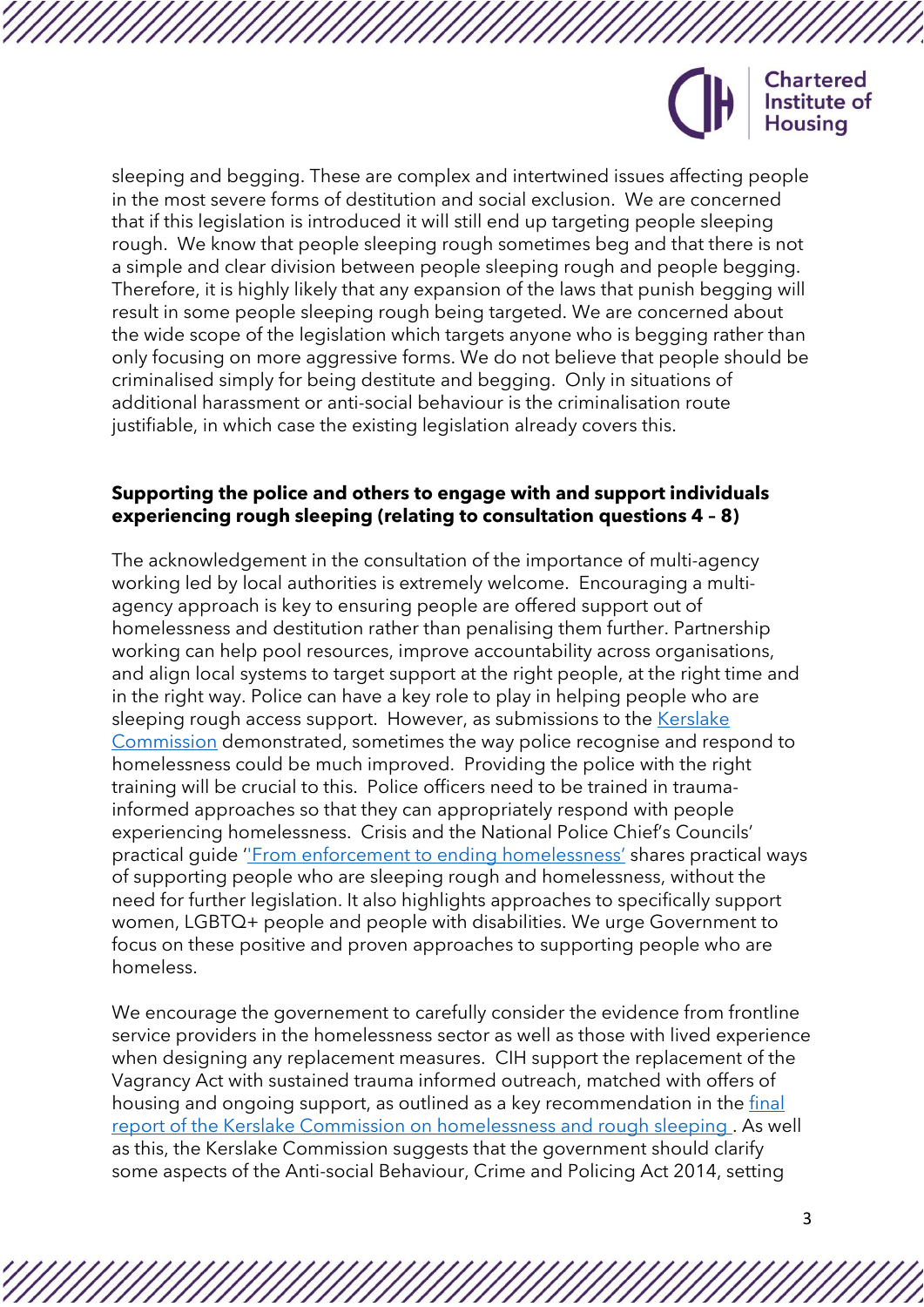sleeping and begging. These are complex and intertwined issues affecting people in the most severe forms of destitution and social exclusion. We are concerned that if this legislation is introduced it will still end up targeting people sleeping rough. We know that people sleeping rough sometimes beg and that there is not a simple and clear division between people sleeping rough and people begging. Therefore, it is highly likely that any expansion of the laws that punish begging will result in some people sleeping rough being targeted. We are concerned about the wide scope of the legislation which targets anyone who is begging rather than only focusing on more aggressive forms. We do not believe that people should be criminalised simply for being destitute and begging. Only in situations of additional harassment or anti-social behaviour is the criminalisation route justifiable, in which case the existing legislation already covers this.

**Supporting the police and others to engage with and support individuals experiencing rough sleeping (relating to consultation questions 4 – 8)**

The acknowledgement in the consultation of the importance of multi-agency working led by local authorities is extremely welcome. Encouraging a multi-agency approach is key to ensuring people are offered support out of homelessness and destitution rather than penalising them further. Partnership working can help pool resources, improve accountability across organisations, and align local systems to target support at the right people, at the right time and in the right way. Police can have a key role to play in helping people who are sleeping rough access support. However, as submissions to the Kerslake Commission demonstrated, sometimes the way police recognise and respond to homelessness could be much improved. Providing the police with the right training will be crucial to this. Police officers need to be trained in trauma-informed approaches so that they can appropriately respond with people experiencing homelessness. Crisis and the National Police Chief's Councils' practical guide ''From enforcement to ending homelessness' shares practical ways of supporting people who are sleeping rough and homelessness, without the need for further legislation. It also highlights approaches to specifically support women, LGBTQ+ people and people with disabilities. We urge Government to focus on these positive and proven approaches to supporting people who are homeless.

We encourage the governement to carefully consider the evidence from frontline service providers in the homelessness sector as well as those with lived experience when designing any replacement measures. CIH support the replacement of the Vagrancy Act with sustained trauma informed outreach, matched with offers of housing and ongoing support, as outlined as a key recommendation in the final report of the Kerslake Commission on homelessness and rough sleeping . As well as this, the Kerslake Commission suggests that the government should clarify some aspects of the Anti-social Behaviour, Crime and Policing Act 2014, setting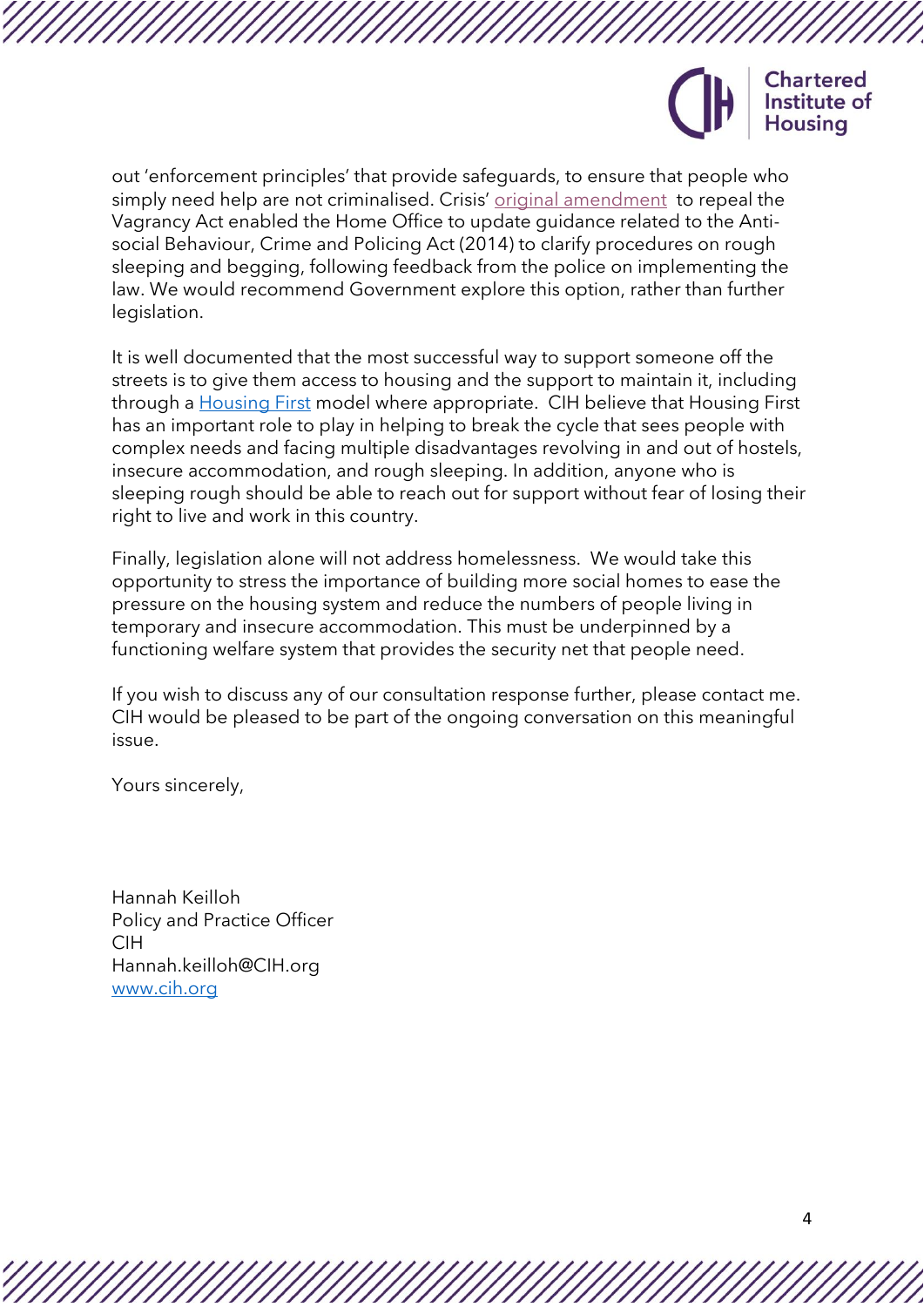out 'enforcement principles' that provide safeguards, to ensure that people who simply need help are not criminalised. Crisis' original amendment to repeal the Vagrancy Act enabled the Home Office to update guidance related to the Anti-social Behaviour, Crime and Policing Act (2014) to clarify procedures on rough sleeping and begging, following feedback from the police on implementing the law. We would recommend Government explore this option, rather than further legislation.

It is well documented that the most successful way to support someone off the streets is to give them access to housing and the support to maintain it, including through a Housing First model where appropriate. CIH believe that Housing First has an important role to play in helping to break the cycle that sees people with complex needs and facing multiple disadvantages revolving in and out of hostels, insecure accommodation, and rough sleeping. In addition, anyone who is sleeping rough should be able to reach out for support without fear of losing their right to live and work in this country.

Finally, legislation alone will not address homelessness. We would take this opportunity to stress the importance of building more social homes to ease the pressure on the housing system and reduce the numbers of people living in temporary and insecure accommodation. This must be underpinned by a functioning welfare system that provides the security net that people need.

If you wish to discuss any of our consultation response further, please contact me. CIH would be pleased to be part of the ongoing conversation on this meaningful issue.

Yours sincerely,

Hannah Keilloh
Policy and Practice Officer
CIH
Hannah.keilloh@CIH.org
www.cih.org